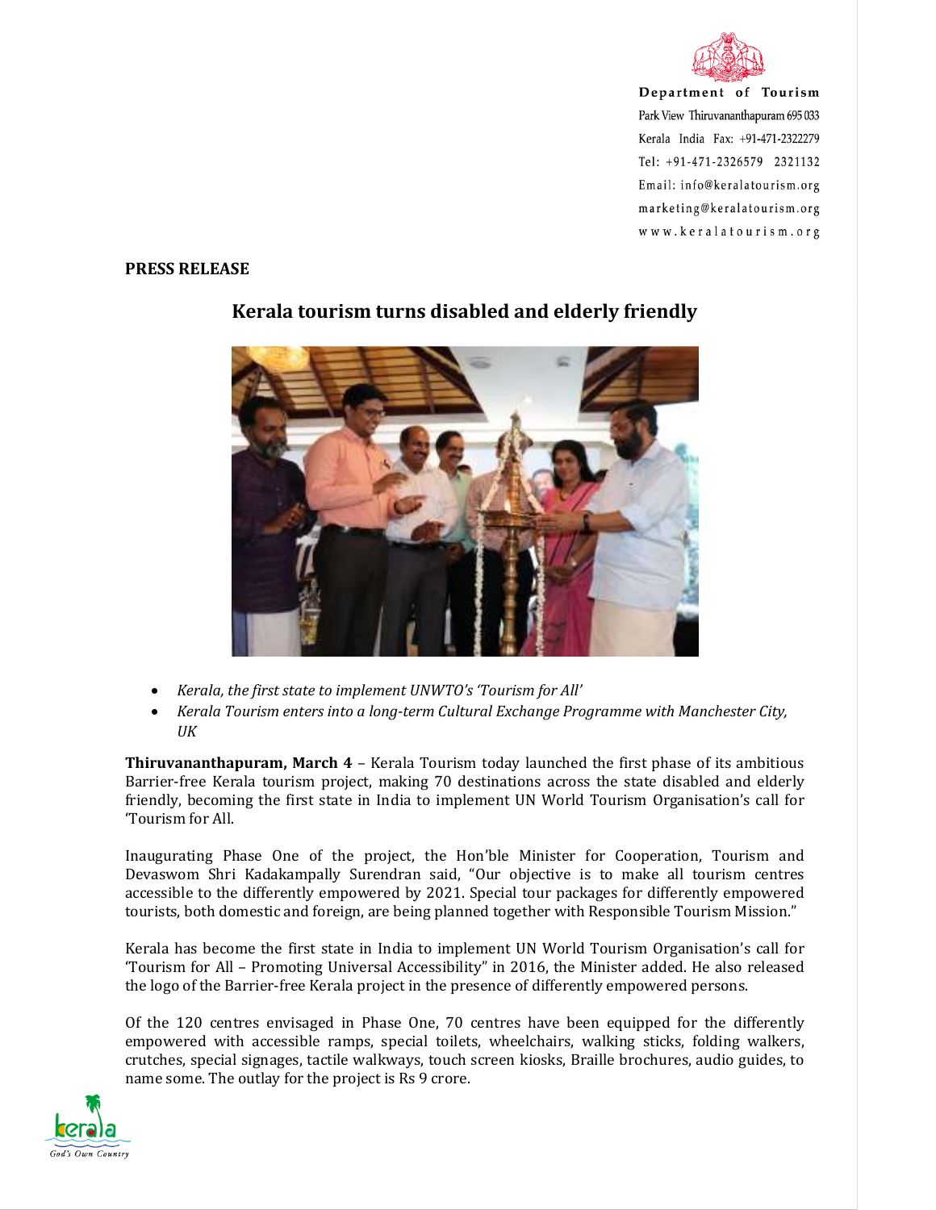Department of Tourism
Park View Thiruvananthapuram 695 033
Kerala India Fax: +91-471-2322279
Tel: +91-471-2326579 2321132
Email: info@keralatourism.org
marketing@keralatourism.org
www.keralatourism.org

**PRESS RELEASE**

# Kerala tourism turns disabled and elderly friendly

- *Kerala, the first state to implement UNWTO's 'Tourism for All'*
- *Kerala Tourism enters into a long-term Cultural Exchange Programme with Manchester City, UK*

**Thiruvananthapuram, March 4** – Kerala Tourism today launched the first phase of its ambitious Barrier-free Kerala tourism project, making 70 destinations across the state disabled and elderly friendly, becoming the first state in India to implement UN World Tourism Organisation's call for 'Tourism for All.

Inaugurating Phase One of the project, the Hon'ble Minister for Cooperation, Tourism and Devaswom Shri Kadakampally Surendran said, "Our objective is to make all tourism centres accessible to the differently empowered by 2021. Special tour packages for differently empowered tourists, both domestic and foreign, are being planned together with Responsible Tourism Mission."

Kerala has become the first state in India to implement UN World Tourism Organisation's call for 'Tourism for All – Promoting Universal Accessibility" in 2016, the Minister added. He also released the logo of the Barrier-free Kerala project in the presence of differently empowered persons.

Of the 120 centres envisaged in Phase One, 70 centres have been equipped for the differently empowered with accessible ramps, special toilets, wheelchairs, walking sticks, folding walkers, crutches, special signages, tactile walkways, touch screen kiosks, Braille brochures, audio guides, to name some. The outlay for the project is Rs 9 crore.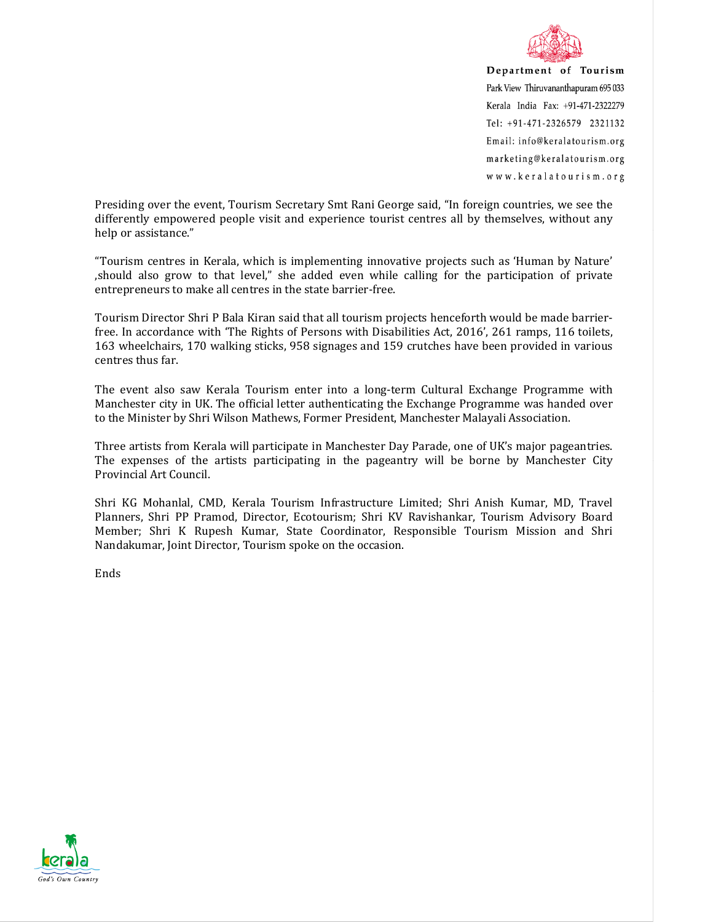Department of Tourism
Park View Thiruvananthapuram 695 033
Kerala India Fax: +91-471-2322279
Tel: +91-471-2326579 2321132
Email: info@keralatourism.org
marketing@keralatourism.org
www.keralatourism.org

Presiding over the event, Tourism Secretary Smt Rani George said, "In foreign countries, we see the differently empowered people visit and experience tourist centres all by themselves, without any help or assistance."

"Tourism centres in Kerala, which is implementing innovative projects such as 'Human by Nature' ,should also grow to that level," she added even while calling for the participation of private entrepreneurs to make all centres in the state barrier-free.

Tourism Director Shri P Bala Kiran said that all tourism projects henceforth would be made barrier-free. In accordance with 'The Rights of Persons with Disabilities Act, 2016', 261 ramps, 116 toilets, 163 wheelchairs, 170 walking sticks, 958 signages and 159 crutches have been provided in various centres thus far.

The event also saw Kerala Tourism enter into a long-term Cultural Exchange Programme with Manchester city in UK. The official letter authenticating the Exchange Programme was handed over to the Minister by Shri Wilson Mathews, Former President, Manchester Malayali Association.

Three artists from Kerala will participate in Manchester Day Parade, one of UK's major pageantries. The expenses of the artists participating in the pageantry will be borne by Manchester City Provincial Art Council.

Shri KG Mohanlal, CMD, Kerala Tourism Infrastructure Limited; Shri Anish Kumar, MD, Travel Planners, Shri PP Pramod, Director, Ecotourism; Shri KV Ravishankar, Tourism Advisory Board Member; Shri K Rupesh Kumar, State Coordinator, Responsible Tourism Mission and Shri Nandakumar, Joint Director, Tourism spoke on the occasion.

Ends

kerala
God's Own Country